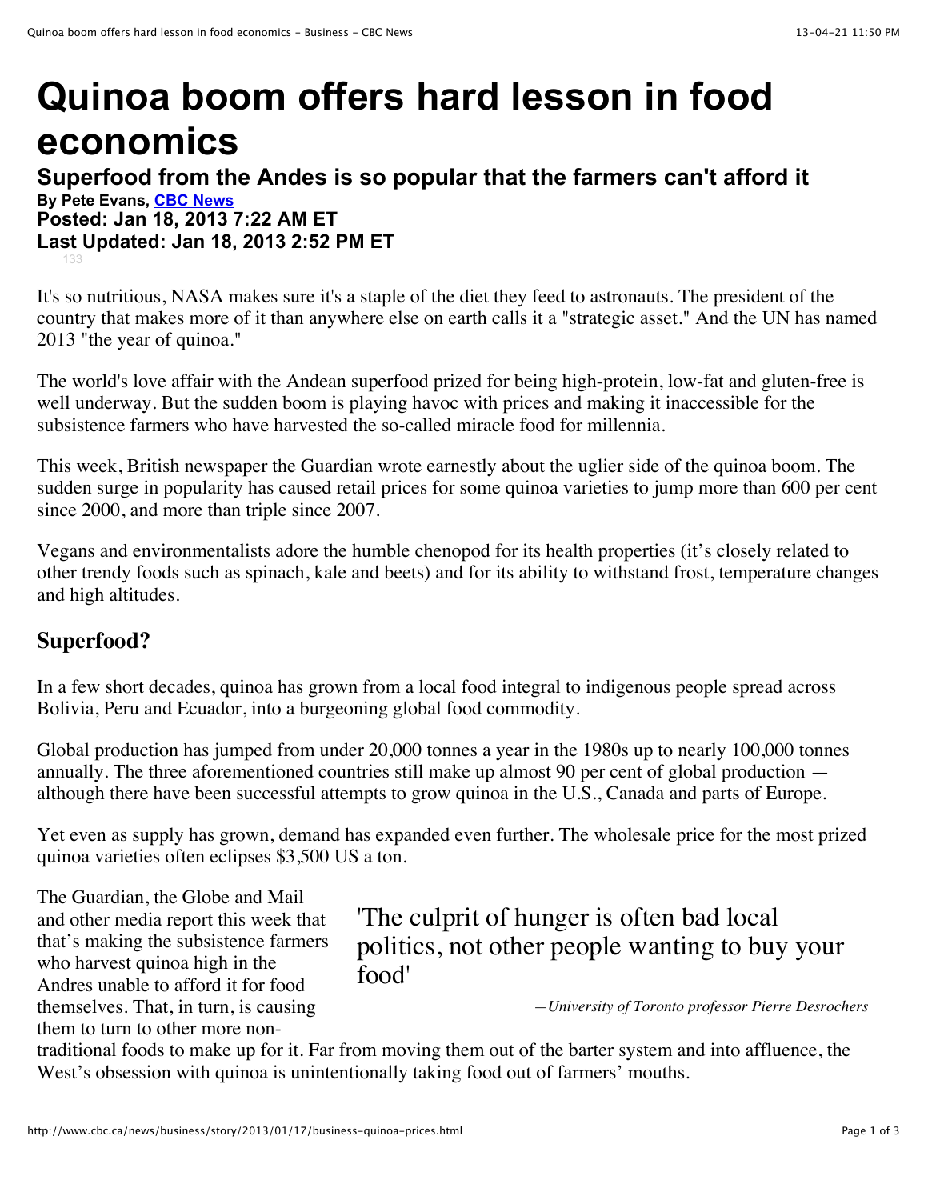# Quinoa boom offers hard lesson in food economics

## Superfood from the Andes is so popular that the farmers can't afford it

**By Pete Evans, CBC News**
**Posted: Jan 18, 2013 7:22 AM ET**
**Last Updated: Jan 18, 2013 2:52 PM ET**

133

It's so nutritious, NASA makes sure it's a staple of the diet they feed to astronauts. The president of the country that makes more of it than anywhere else on earth calls it a "strategic asset." And the UN has named 2013 "the year of quinoa."

The world's love affair with the Andean superfood prized for being high-protein, low-fat and gluten-free is well underway. But the sudden boom is playing havoc with prices and making it inaccessible for the subsistence farmers who have harvested the so-called miracle food for millennia.

This week, British newspaper the Guardian wrote earnestly about the uglier side of the quinoa boom. The sudden surge in popularity has caused retail prices for some quinoa varieties to jump more than 600 per cent since 2000, and more than triple since 2007.

Vegans and environmentalists adore the humble chenopod for its health properties (it's closely related to other trendy foods such as spinach, kale and beets) and for its ability to withstand frost, temperature changes and high altitudes.

### Superfood?

In a few short decades, quinoa has grown from a local food integral to indigenous people spread across Bolivia, Peru and Ecuador, into a burgeoning global food commodity.

Global production has jumped from under 20,000 tonnes a year in the 1980s up to nearly 100,000 tonnes annually. The three aforementioned countries still make up almost 90 per cent of global production — although there have been successful attempts to grow quinoa in the U.S., Canada and parts of Europe.

Yet even as supply has grown, demand has expanded even further. The wholesale price for the most prized quinoa varieties often eclipses $3,500 US a ton.

> 'The culprit of hunger is often bad local politics, not other people wanting to buy your food'
>
> *—University of Toronto professor Pierre Desrochers*

The Guardian, the Globe and Mail and other media report this week that that's making the subsistence farmers who harvest quinoa high in the Andres unable to afford it for food themselves. That, in turn, is causing them to turn to other more non-traditional foods to make up for it. Far from moving them out of the barter system and into affluence, the West's obsession with quinoa is unintentionally taking food out of farmers' mouths.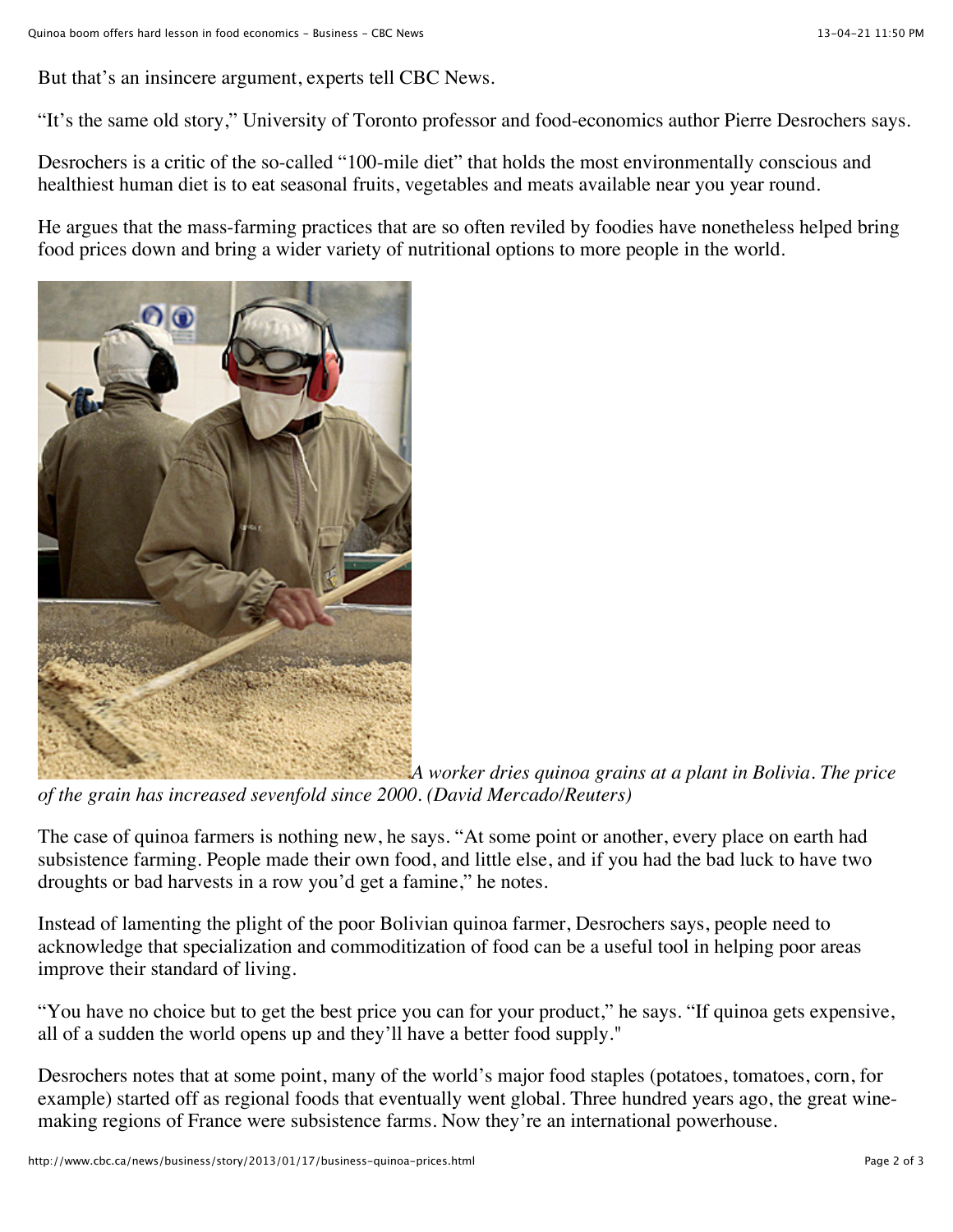But that's an insincere argument, experts tell CBC News.

"It's the same old story," University of Toronto professor and food-economics author Pierre Desrochers says.

Desrochers is a critic of the so-called "100-mile diet" that holds the most environmentally conscious and healthiest human diet is to eat seasonal fruits, vegetables and meats available near you year round.

He argues that the mass-farming practices that are so often reviled by foodies have nonetheless helped bring food prices down and bring a wider variety of nutritional options to more people in the world.

*A worker dries quinoa grains at a plant in Bolivia. The price of the grain has increased sevenfold since 2000. (David Mercado/Reuters)*

The case of quinoa farmers is nothing new, he says. "At some point or another, every place on earth had subsistence farming. People made their own food, and little else, and if you had the bad luck to have two droughts or bad harvests in a row you'd get a famine," he notes.

Instead of lamenting the plight of the poor Bolivian quinoa farmer, Desrochers says, people need to acknowledge that specialization and commoditization of food can be a useful tool in helping poor areas improve their standard of living.

"You have no choice but to get the best price you can for your product," he says. "If quinoa gets expensive, all of a sudden the world opens up and they'll have a better food supply."

Desrochers notes that at some point, many of the world's major food staples (potatoes, tomatoes, corn, for example) started off as regional foods that eventually went global. Three hundred years ago, the great wine-making regions of France were subsistence farms. Now they're an international powerhouse.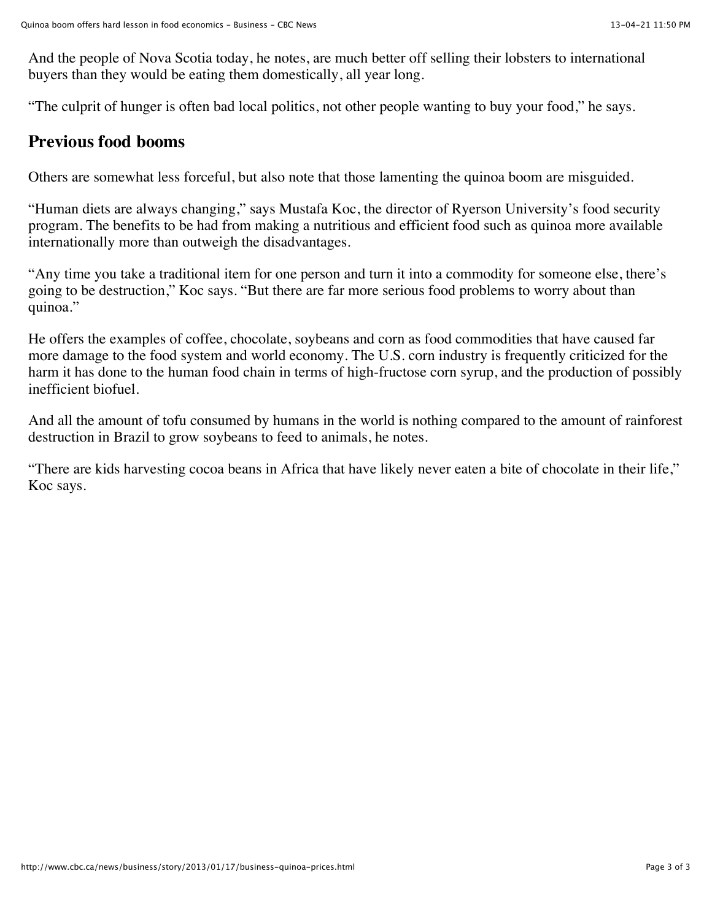And the people of Nova Scotia today, he notes, are much better off selling their lobsters to international buyers than they would be eating them domestically, all year long.

“The culprit of hunger is often bad local politics, not other people wanting to buy your food,” he says.

## Previous food booms

Others are somewhat less forceful, but also note that those lamenting the quinoa boom are misguided.

“Human diets are always changing,” says Mustafa Koc, the director of Ryerson University’s food security program. The benefits to be had from making a nutritious and efficient food such as quinoa more available internationally more than outweigh the disadvantages.

“Any time you take a traditional item for one person and turn it into a commodity for someone else, there’s going to be destruction,” Koc says. “But there are far more serious food problems to worry about than quinoa.”

He offers the examples of coffee, chocolate, soybeans and corn as food commodities that have caused far more damage to the food system and world economy. The U.S. corn industry is frequently criticized for the harm it has done to the human food chain in terms of high-fructose corn syrup, and the production of possibly inefficient biofuel.

And all the amount of tofu consumed by humans in the world is nothing compared to the amount of rainforest destruction in Brazil to grow soybeans to feed to animals, he notes.

“There are kids harvesting cocoa beans in Africa that have likely never eaten a bite of chocolate in their life,” Koc says.